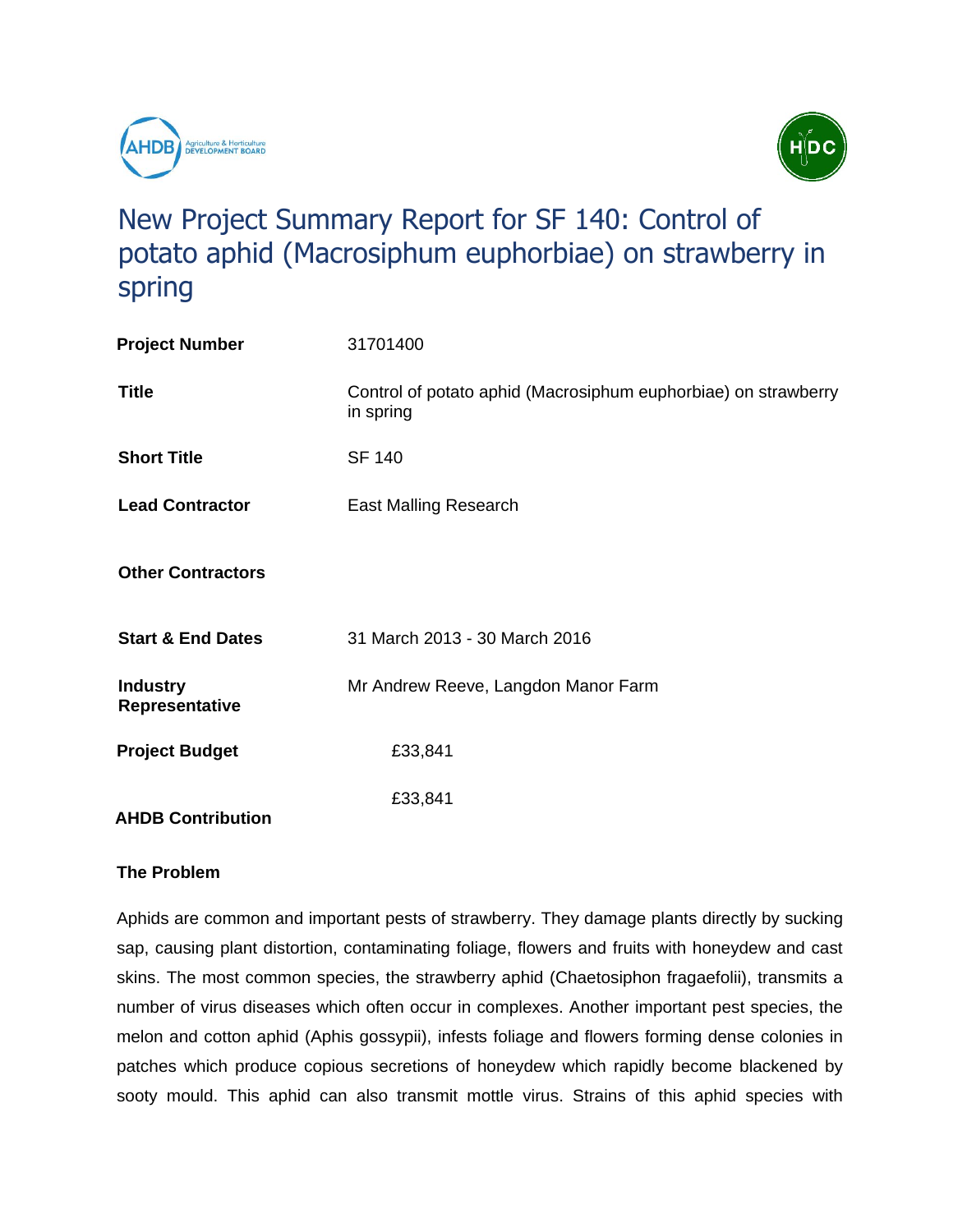# New Project Summary Report for SF 140: Control of potato aphid (Macrosiphum euphorbiae) on strawberry in spring

| | |
|---|---|
| **Project Number** | 31701400 |
| **Title** | Control of potato aphid (Macrosiphum euphorbiae) on strawberry in spring |
| **Short Title** | SF 140 |
| **Lead Contractor** | East Malling Research |
| **Other Contractors** | |
| **Start & End Dates** | 31 March 2013 - 30 March 2016 |
| **Industry Representative** | Mr Andrew Reeve, Langdon Manor Farm |
| **Project Budget** | £33,841 |
| **AHDB Contribution** | £33,841 |

**The Problem**

Aphids are common and important pests of strawberry. They damage plants directly by sucking sap, causing plant distortion, contaminating foliage, flowers and fruits with honeydew and cast skins. The most common species, the strawberry aphid (Chaetosiphon fragaefolii), transmits a number of virus diseases which often occur in complexes. Another important pest species, the melon and cotton aphid (Aphis gossypii), infests foliage and flowers forming dense colonies in patches which produce copious secretions of honeydew which rapidly become blackened by sooty mould. This aphid can also transmit mottle virus. Strains of this aphid species with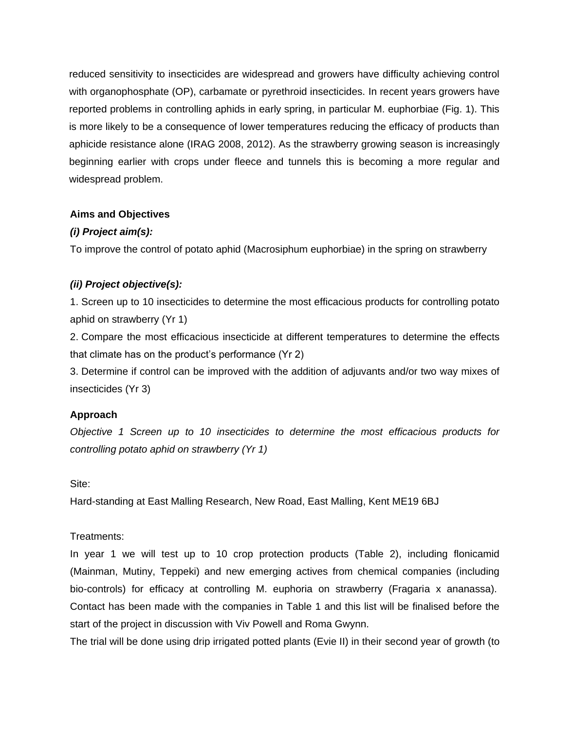reduced sensitivity to insecticides are widespread and growers have difficulty achieving control with organophosphate (OP), carbamate or pyrethroid insecticides. In recent years growers have reported problems in controlling aphids in early spring, in particular M. euphorbiae (Fig. 1). This is more likely to be a consequence of lower temperatures reducing the efficacy of products than aphicide resistance alone (IRAG 2008, 2012). As the strawberry growing season is increasingly beginning earlier with crops under fleece and tunnels this is becoming a more regular and widespread problem.

**Aims and Objectives**

***(i) Project aim(s):***

To improve the control of potato aphid (Macrosiphum euphorbiae) in the spring on strawberry

***(ii) Project objective(s):***

1. Screen up to 10 insecticides to determine the most efficacious products for controlling potato aphid on strawberry (Yr 1)
2. Compare the most efficacious insecticide at different temperatures to determine the effects that climate has on the product's performance (Yr 2)
3. Determine if control can be improved with the addition of adjuvants and/or two way mixes of insecticides (Yr 3)

**Approach**

*Objective 1 Screen up to 10 insecticides to determine the most efficacious products for controlling potato aphid on strawberry (Yr 1)*

Site:

Hard-standing at East Malling Research, New Road, East Malling, Kent ME19 6BJ

Treatments:

In year 1 we will test up to 10 crop protection products (Table 2), including flonicamid (Mainman, Mutiny, Teppeki) and new emerging actives from chemical companies (including bio-controls) for efficacy at controlling M. euphoria on strawberry (Fragaria x ananassa). Contact has been made with the companies in Table 1 and this list will be finalised before the start of the project in discussion with Viv Powell and Roma Gwynn.

The trial will be done using drip irrigated potted plants (Evie II) in their second year of growth (to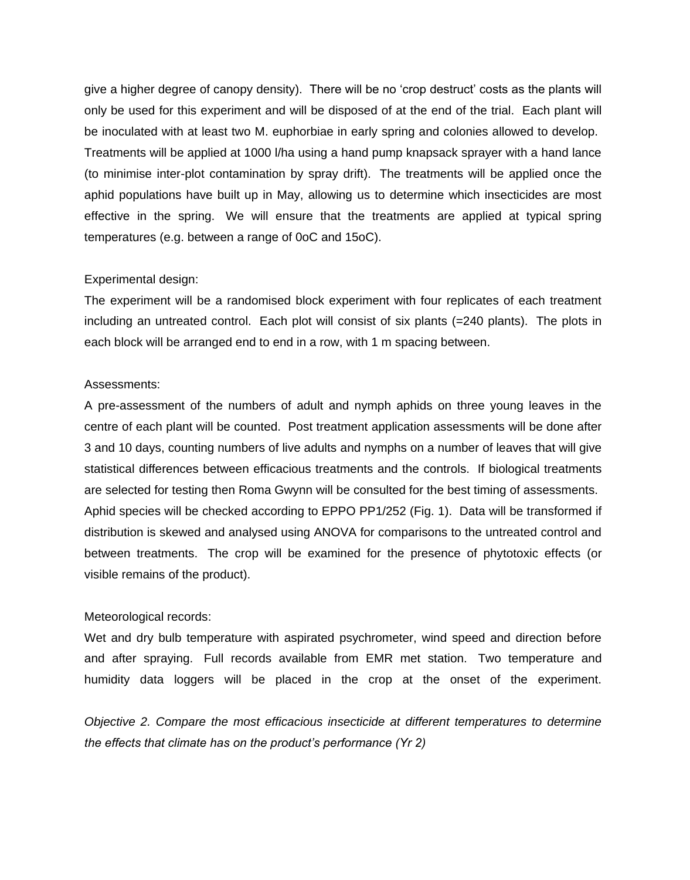give a higher degree of canopy density). There will be no 'crop destruct' costs as the plants will only be used for this experiment and will be disposed of at the end of the trial. Each plant will be inoculated with at least two M. euphorbiae in early spring and colonies allowed to develop. Treatments will be applied at 1000 l/ha using a hand pump knapsack sprayer with a hand lance (to minimise inter-plot contamination by spray drift). The treatments will be applied once the aphid populations have built up in May, allowing us to determine which insecticides are most effective in the spring. We will ensure that the treatments are applied at typical spring temperatures (e.g. between a range of 0oC and 15oC).

Experimental design:

The experiment will be a randomised block experiment with four replicates of each treatment including an untreated control. Each plot will consist of six plants (=240 plants). The plots in each block will be arranged end to end in a row, with 1 m spacing between.

Assessments:

A pre-assessment of the numbers of adult and nymph aphids on three young leaves in the centre of each plant will be counted. Post treatment application assessments will be done after 3 and 10 days, counting numbers of live adults and nymphs on a number of leaves that will give statistical differences between efficacious treatments and the controls. If biological treatments are selected for testing then Roma Gwynn will be consulted for the best timing of assessments. Aphid species will be checked according to EPPO PP1/252 (Fig. 1). Data will be transformed if distribution is skewed and analysed using ANOVA for comparisons to the untreated control and between treatments. The crop will be examined for the presence of phytotoxic effects (or visible remains of the product).

Meteorological records:

Wet and dry bulb temperature with aspirated psychrometer, wind speed and direction before and after spraying. Full records available from EMR met station. Two temperature and humidity data loggers will be placed in the crop at the onset of the experiment.

*Objective 2. Compare the most efficacious insecticide at different temperatures to determine the effects that climate has on the product's performance (Yr 2)*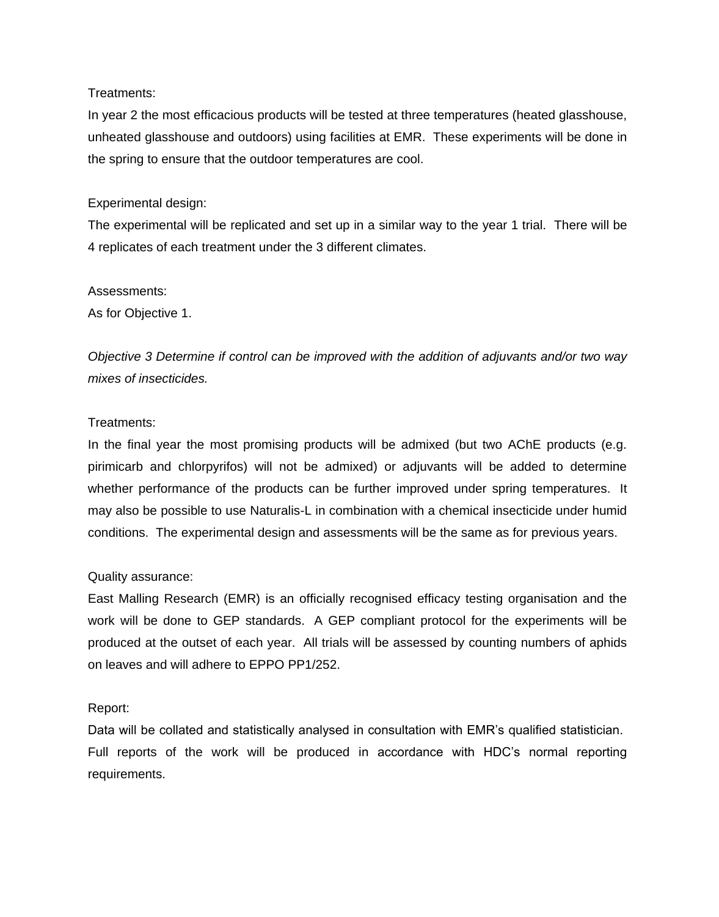Treatments:

In year 2 the most efficacious products will be tested at three temperatures (heated glasshouse, unheated glasshouse and outdoors) using facilities at EMR. These experiments will be done in the spring to ensure that the outdoor temperatures are cool.

Experimental design:

The experimental will be replicated and set up in a similar way to the year 1 trial. There will be 4 replicates of each treatment under the 3 different climates.

Assessments:

As for Objective 1.

*Objective 3 Determine if control can be improved with the addition of adjuvants and/or two way mixes of insecticides.*

Treatments:

In the final year the most promising products will be admixed (but two AChE products (e.g. pirimicarb and chlorpyrifos) will not be admixed) or adjuvants will be added to determine whether performance of the products can be further improved under spring temperatures. It may also be possible to use Naturalis-L in combination with a chemical insecticide under humid conditions. The experimental design and assessments will be the same as for previous years.

Quality assurance:

East Malling Research (EMR) is an officially recognised efficacy testing organisation and the work will be done to GEP standards. A GEP compliant protocol for the experiments will be produced at the outset of each year. All trials will be assessed by counting numbers of aphids on leaves and will adhere to EPPO PP1/252.

Report:

Data will be collated and statistically analysed in consultation with EMR's qualified statistician. Full reports of the work will be produced in accordance with HDC's normal reporting requirements.